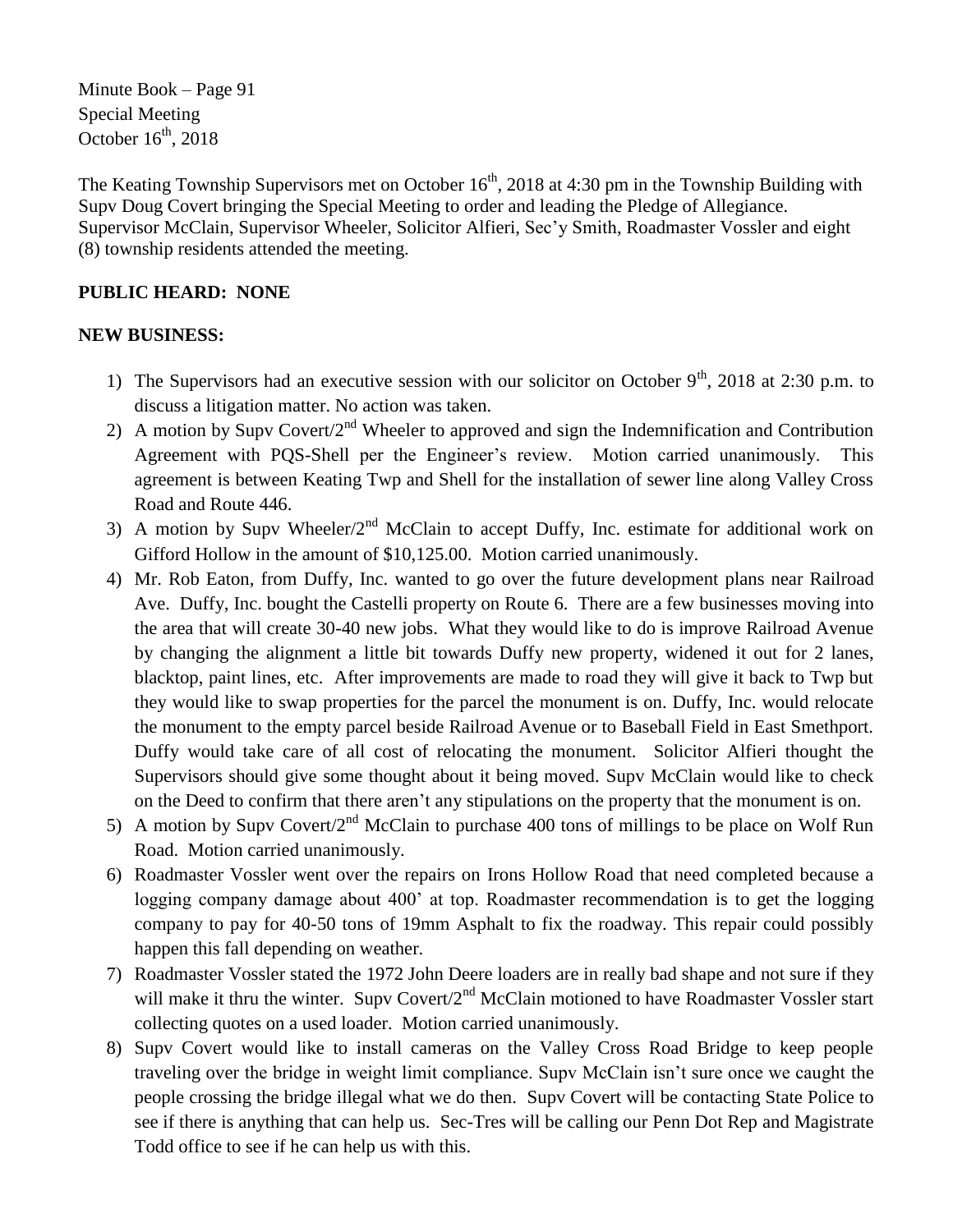Minute Book – Page 91
Special Meeting
October 16th, 2018

The Keating Township Supervisors met on October 16th, 2018 at 4:30 pm in the Township Building with Supv Doug Covert bringing the Special Meeting to order and leading the Pledge of Allegiance. Supervisor McClain, Supervisor Wheeler, Solicitor Alfieri, Sec'y Smith, Roadmaster Vossler and eight (8) township residents attended the meeting.

**PUBLIC HEARD: NONE**

**NEW BUSINESS:**

1) The Supervisors had an executive session with our solicitor on October 9th, 2018 at 2:30 p.m. to discuss a litigation matter. No action was taken.
2) A motion by Supv Covert/2nd Wheeler to approved and sign the Indemnification and Contribution Agreement with PQS-Shell per the Engineer's review. Motion carried unanimously. This agreement is between Keating Twp and Shell for the installation of sewer line along Valley Cross Road and Route 446.
3) A motion by Supv Wheeler/2nd McClain to accept Duffy, Inc. estimate for additional work on Gifford Hollow in the amount of $10,125.00. Motion carried unanimously.
4) Mr. Rob Eaton, from Duffy, Inc. wanted to go over the future development plans near Railroad Ave. Duffy, Inc. bought the Castelli property on Route 6. There are a few businesses moving into the area that will create 30-40 new jobs. What they would like to do is improve Railroad Avenue by changing the alignment a little bit towards Duffy new property, widened it out for 2 lanes, blacktop, paint lines, etc. After improvements are made to road they will give it back to Twp but they would like to swap properties for the parcel the monument is on. Duffy, Inc. would relocate the monument to the empty parcel beside Railroad Avenue or to Baseball Field in East Smethport. Duffy would take care of all cost of relocating the monument. Solicitor Alfieri thought the Supervisors should give some thought about it being moved. Supv McClain would like to check on the Deed to confirm that there aren't any stipulations on the property that the monument is on.
5) A motion by Supv Covert/2nd McClain to purchase 400 tons of millings to be place on Wolf Run Road. Motion carried unanimously.
6) Roadmaster Vossler went over the repairs on Irons Hollow Road that need completed because a logging company damage about 400' at top. Roadmaster recommendation is to get the logging company to pay for 40-50 tons of 19mm Asphalt to fix the roadway. This repair could possibly happen this fall depending on weather.
7) Roadmaster Vossler stated the 1972 John Deere loaders are in really bad shape and not sure if they will make it thru the winter. Supv Covert/2nd McClain motioned to have Roadmaster Vossler start collecting quotes on a used loader. Motion carried unanimously.
8) Supv Covert would like to install cameras on the Valley Cross Road Bridge to keep people traveling over the bridge in weight limit compliance. Supv McClain isn't sure once we caught the people crossing the bridge illegal what we do then. Supv Covert will be contacting State Police to see if there is anything that can help us. Sec-Tres will be calling our Penn Dot Rep and Magistrate Todd office to see if he can help us with this.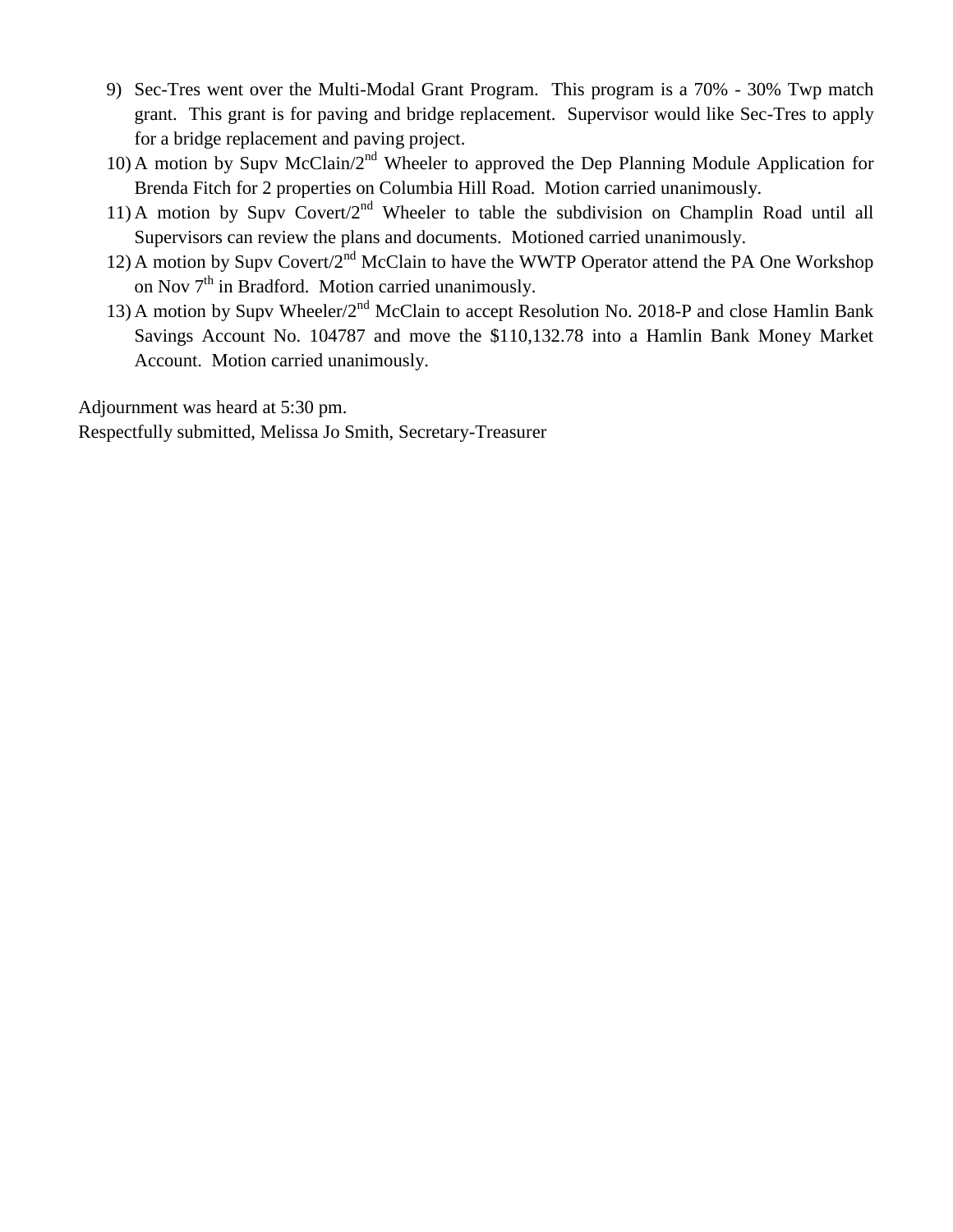9) Sec-Tres went over the Multi-Modal Grant Program. This program is a 70% - 30% Twp match grant. This grant is for paving and bridge replacement. Supervisor would like Sec-Tres to apply for a bridge replacement and paving project.
10) A motion by Supv McClain/2nd Wheeler to approved the Dep Planning Module Application for Brenda Fitch for 2 properties on Columbia Hill Road. Motion carried unanimously.
11) A motion by Supv Covert/2nd Wheeler to table the subdivision on Champlin Road until all Supervisors can review the plans and documents. Motioned carried unanimously.
12) A motion by Supv Covert/2nd McClain to have the WWTP Operator attend the PA One Workshop on Nov 7th in Bradford. Motion carried unanimously.
13) A motion by Supv Wheeler/2nd McClain to accept Resolution No. 2018-P and close Hamlin Bank Savings Account No. 104787 and move the $110,132.78 into a Hamlin Bank Money Market Account. Motion carried unanimously.

Adjournment was heard at 5:30 pm.
Respectfully submitted, Melissa Jo Smith, Secretary-Treasurer